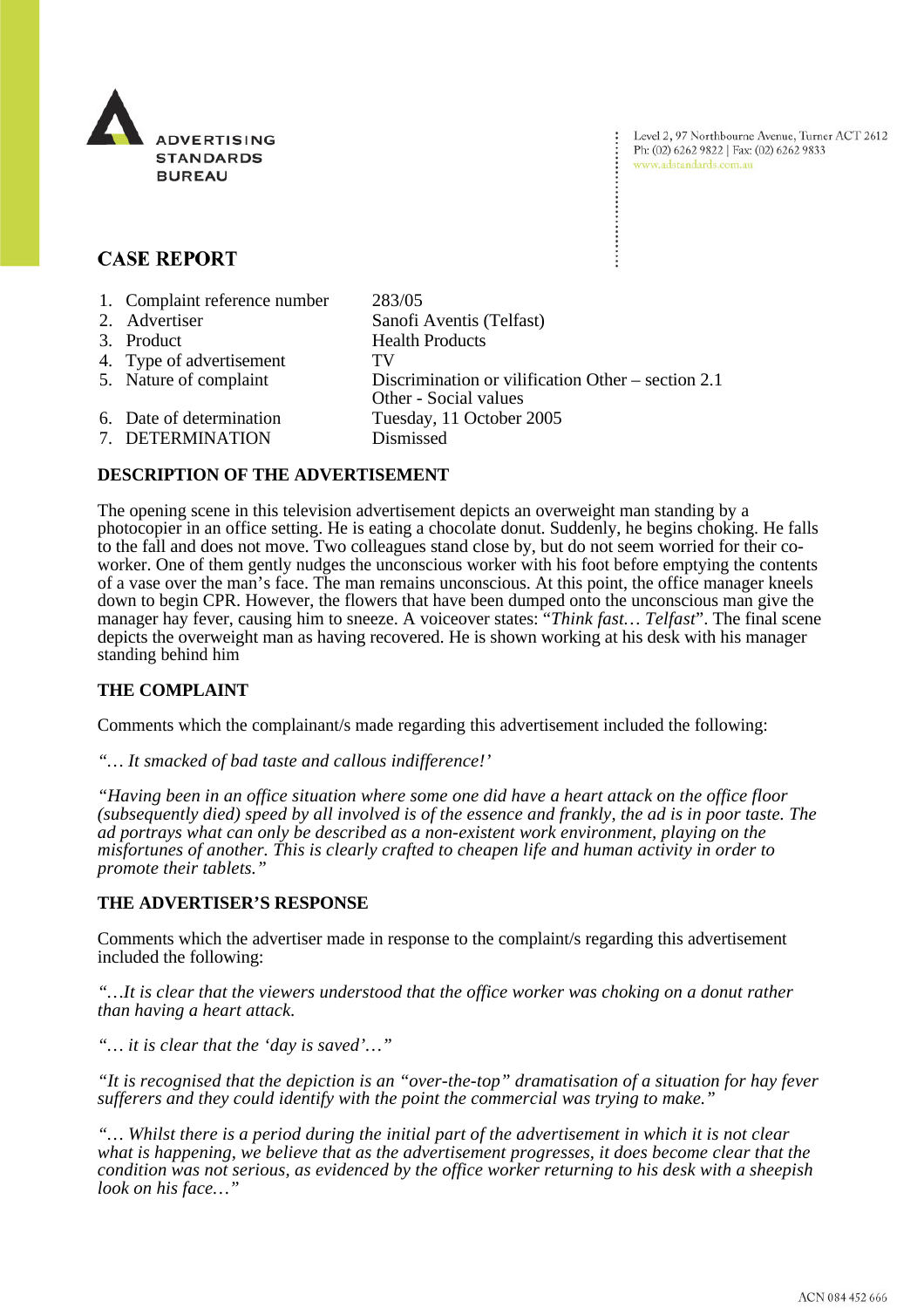ADVERTISING STANDARDS BUREAU

Level 2, 97 Northbourne Avenue, Turner ACT 2612
Ph: (02) 6262 9822 | Fax: (02) 6262 9833
www.adstandards.com.au

# CASE REPORT

| | | |
|---|---|---|
| 1. | Complaint reference number | 283/05 |
| 2. | Advertiser | Sanofi Aventis (Telfast) |
| 3. | Product | Health Products |
| 4. | Type of advertisement | TV |
| 5. | Nature of complaint | Discrimination or vilification Other – section 2.1<br>Other - Social values |
| 6. | Date of determination | Tuesday, 11 October 2005 |
| 7. | DETERMINATION | Dismissed |

## DESCRIPTION OF THE ADVERTISEMENT

The opening scene in this television advertisement depicts an overweight man standing by a photocopier in an office setting. He is eating a chocolate donut. Suddenly, he begins choking. He falls to the fall and does not move. Two colleagues stand close by, but do not seem worried for their co-worker. One of them gently nudges the unconscious worker with his foot before emptying the contents of a vase over the man's face. The man remains unconscious. At this point, the office manager kneels down to begin CPR. However, the flowers that have been dumped onto the unconscious man give the manager hay fever, causing him to sneeze. A voiceover states: "*Think fast… Telfast*". The final scene depicts the overweight man as having recovered. He is shown working at his desk with his manager standing behind him

## THE COMPLAINT

Comments which the complainant/s made regarding this advertisement included the following:

*"… It smacked of bad taste and callous indifference!'*

*"Having been in an office situation where some one did have a heart attack on the office floor (subsequently died) speed by all involved is of the essence and frankly, the ad is in poor taste. The ad portrays what can only be described as a non-existent work environment, playing on the misfortunes of another. This is clearly crafted to cheapen life and human activity in order to promote their tablets."*

## THE ADVERTISER'S RESPONSE

Comments which the advertiser made in response to the complaint/s regarding this advertisement included the following:

*"…It is clear that the viewers understood that the office worker was choking on a donut rather than having a heart attack.*

*"… it is clear that the 'day is saved'…"*

*"It is recognised that the depiction is an "over-the-top" dramatisation of a situation for hay fever sufferers and they could identify with the point the commercial was trying to make."*

*"… Whilst there is a period during the initial part of the advertisement in which it is not clear what is happening, we believe that as the advertisement progresses, it does become clear that the condition was not serious, as evidenced by the office worker returning to his desk with a sheepish look on his face…"*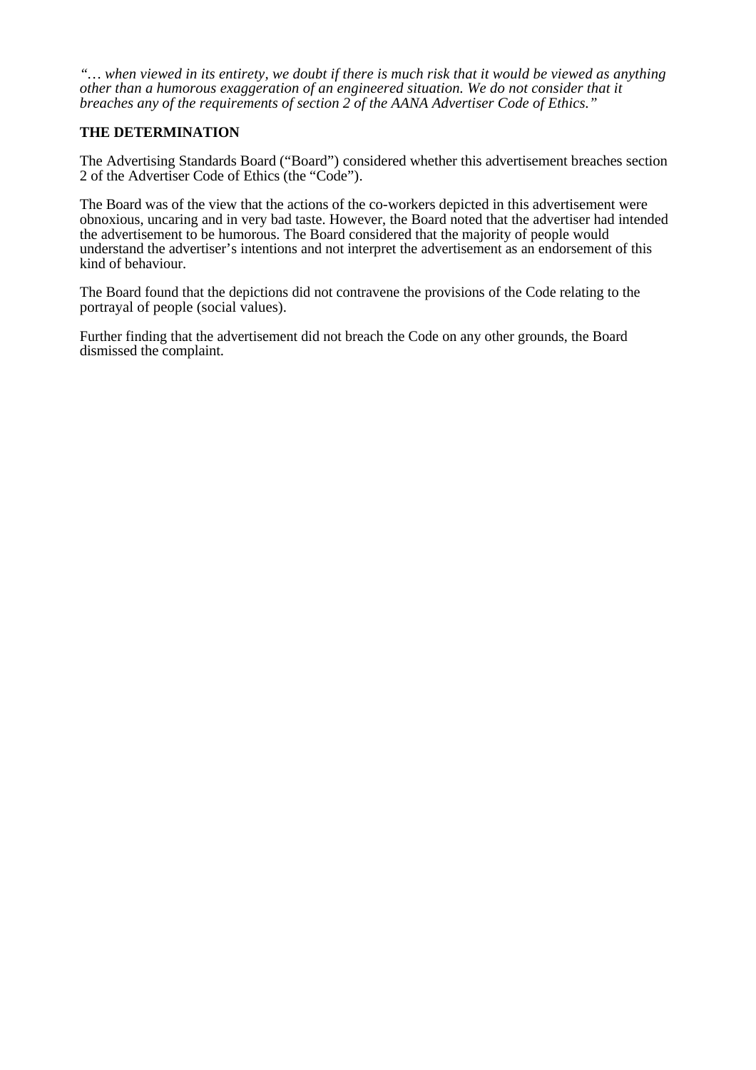*"… when viewed in its entirety, we doubt if there is much risk that it would be viewed as anything other than a humorous exaggeration of an engineered situation. We do not consider that it breaches any of the requirements of section 2 of the AANA Advertiser Code of Ethics."*

**THE DETERMINATION**

The Advertising Standards Board ("Board") considered whether this advertisement breaches section 2 of the Advertiser Code of Ethics (the "Code").

The Board was of the view that the actions of the co-workers depicted in this advertisement were obnoxious, uncaring and in very bad taste. However, the Board noted that the advertiser had intended the advertisement to be humorous. The Board considered that the majority of people would understand the advertiser's intentions and not interpret the advertisement as an endorsement of this kind of behaviour.

The Board found that the depictions did not contravene the provisions of the Code relating to the portrayal of people (social values).

Further finding that the advertisement did not breach the Code on any other grounds, the Board dismissed the complaint.